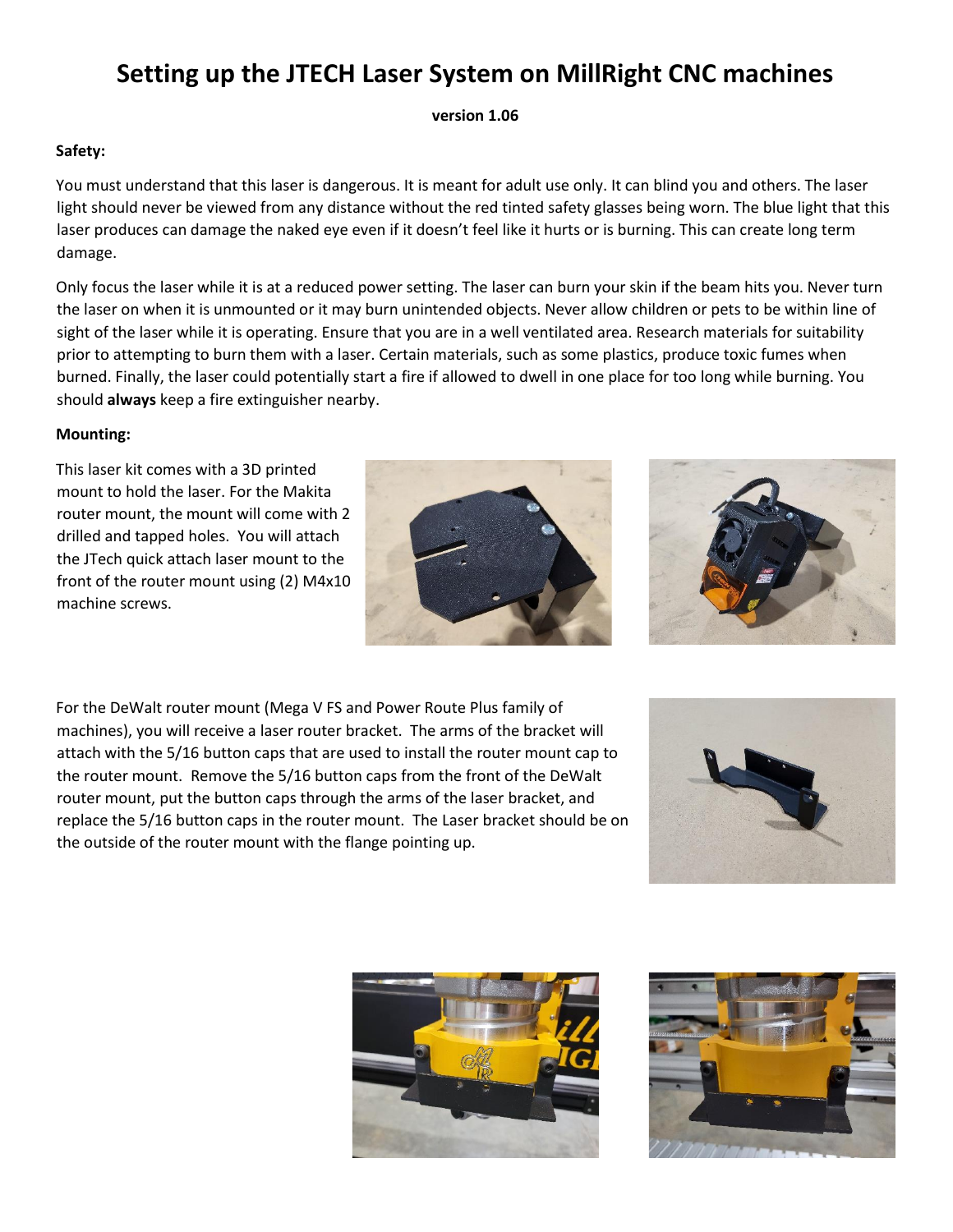# Setting up the JTECH Laser System on MillRight CNC machines

**version 1.06**

**Safety:**

You must understand that this laser is dangerous. It is meant for adult use only. It can blind you and others. The laser light should never be viewed from any distance without the red tinted safety glasses being worn. The blue light that this laser produces can damage the naked eye even if it doesn't feel like it hurts or is burning. This can create long term damage.

Only focus the laser while it is at a reduced power setting. The laser can burn your skin if the beam hits you. Never turn the laser on when it is unmounted or it may burn unintended objects. Never allow children or pets to be within line of sight of the laser while it is operating. Ensure that you are in a well ventilated area. Research materials for suitability prior to attempting to burn them with a laser. Certain materials, such as some plastics, produce toxic fumes when burned. Finally, the laser could potentially start a fire if allowed to dwell in one place for too long while burning. You should **always** keep a fire extinguisher nearby.

**Mounting:**

This laser kit comes with a 3D printed mount to hold the laser. For the Makita router mount, the mount will come with 2 drilled and tapped holes. You will attach the JTech quick attach laser mount to the front of the router mount using (2) M4x10 machine screws.

For the DeWalt router mount (Mega V FS and Power Route Plus family of machines), you will receive a laser router bracket. The arms of the bracket will attach with the 5/16 button caps that are used to install the router mount cap to the router mount. Remove the 5/16 button caps from the front of the DeWalt router mount, put the button caps through the arms of the laser bracket, and replace the 5/16 button caps in the router mount. The Laser bracket should be on the outside of the router mount with the flange pointing up.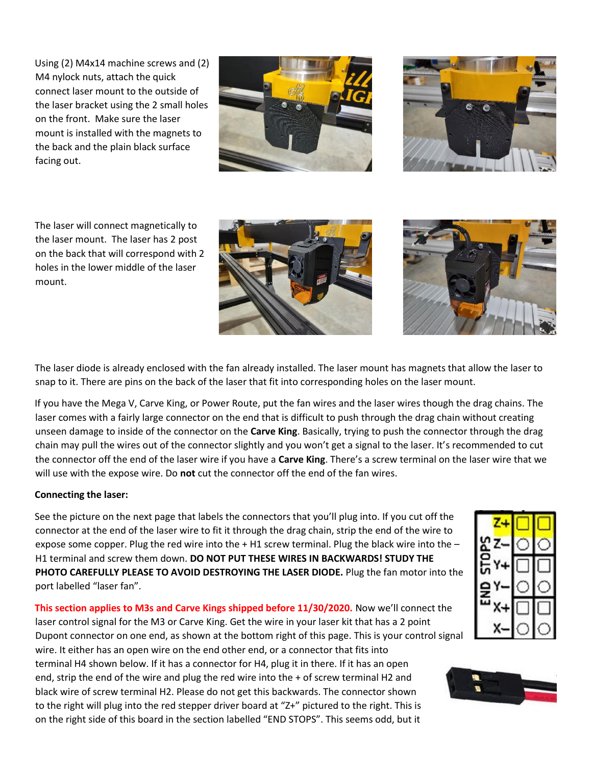Using (2) M4x14 machine screws and (2) M4 nylock nuts, attach the quick connect laser mount to the outside of the laser bracket using the 2 small holes on the front. Make sure the laser mount is installed with the magnets to the back and the plain black surface facing out.

The laser will connect magnetically to the laser mount. The laser has 2 post on the back that will correspond with 2 holes in the lower middle of the laser mount.

The laser diode is already enclosed with the fan already installed. The laser mount has magnets that allow the laser to snap to it. There are pins on the back of the laser that fit into corresponding holes on the laser mount.

If you have the Mega V, Carve King, or Power Route, put the fan wires and the laser wires though the drag chains. The laser comes with a fairly large connector on the end that is difficult to push through the drag chain without creating unseen damage to inside of the connector on the **Carve King**. Basically, trying to push the connector through the drag chain may pull the wires out of the connector slightly and you won't get a signal to the laser. It's recommended to cut the connector off the end of the laser wire if you have a **Carve King**. There's a screw terminal on the laser wire that we will use with the expose wire. Do **not** cut the connector off the end of the fan wires.

**Connecting the laser:**

See the picture on the next page that labels the connectors that you'll plug into. If you cut off the connector at the end of the laser wire to fit it through the drag chain, strip the end of the wire to expose some copper. Plug the red wire into the + H1 screw terminal. Plug the black wire into the – H1 terminal and screw them down. **DO NOT PUT THESE WIRES IN BACKWARDS! STUDY THE PHOTO CAREFULLY PLEASE TO AVOID DESTROYING THE LASER DIODE.** Plug the fan motor into the port labelled "laser fan".

This section applies to M3s and Carve Kings shipped before 11/30/2020. Now we'll connect the laser control signal for the M3 or Carve King. Get the wire in your laser kit that has a 2 point Dupont connector on one end, as shown at the bottom right of this page. This is your control signal wire. It either has an open wire on the end other end, or a connector that fits into terminal H4 shown below. If it has a connector for H4, plug it in there. If it has an open end, strip the end of the wire and plug the red wire into the + of screw terminal H2 and black wire of screw terminal H2. Please do not get this backwards. The connector shown to the right will plug into the red stepper driver board at "Z+" pictured to the right. This is on the right side of this board in the section labelled "END STOPS". This seems odd, but it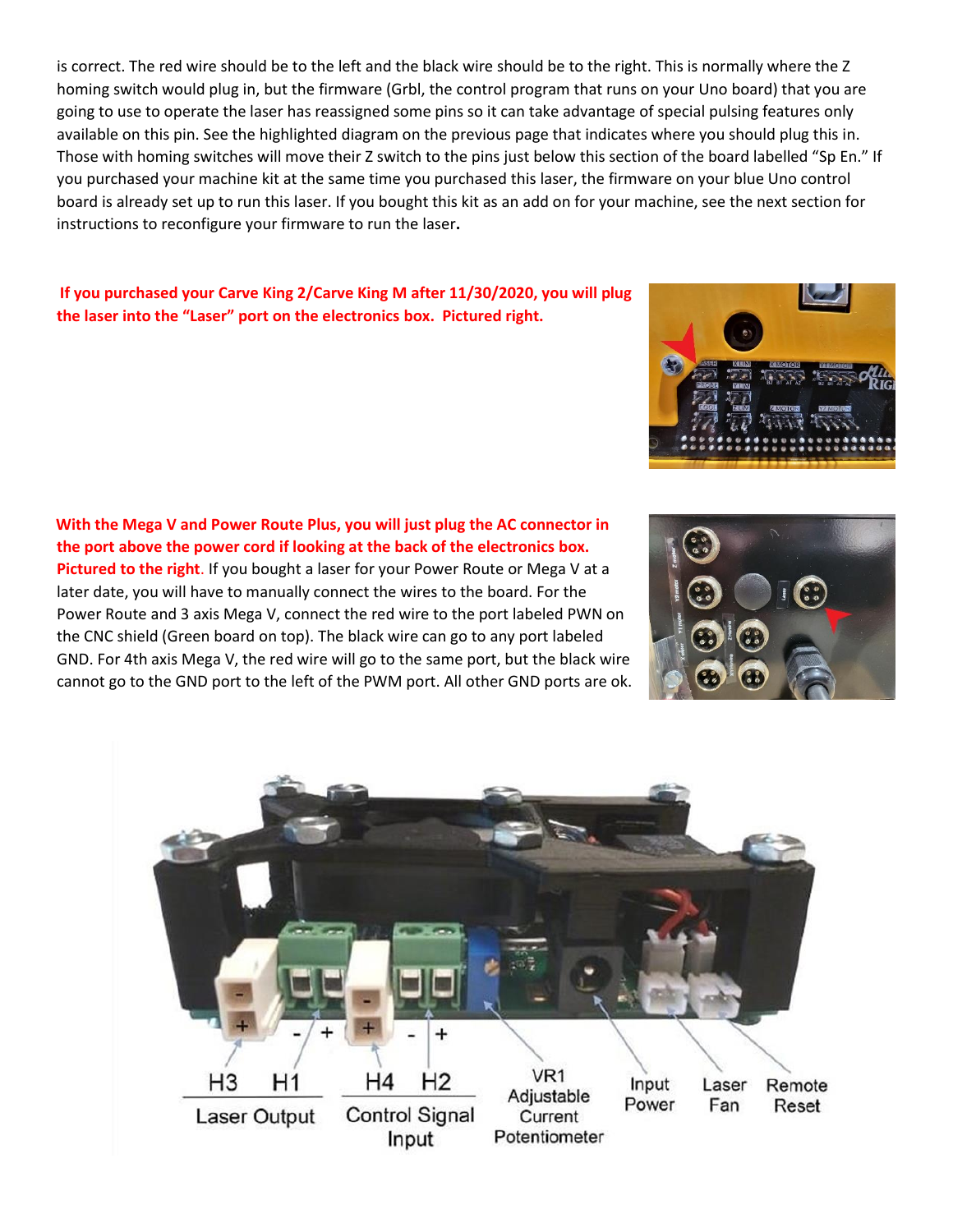is correct. The red wire should be to the left and the black wire should be to the right. This is normally where the Z homing switch would plug in, but the firmware (Grbl, the control program that runs on your Uno board) that you are going to use to operate the laser has reassigned some pins so it can take advantage of special pulsing features only available on this pin. See the highlighted diagram on the previous page that indicates where you should plug this in. Those with homing switches will move their Z switch to the pins just below this section of the board labelled "Sp En." If you purchased your machine kit at the same time you purchased this laser, the firmware on your blue Uno control board is already set up to run this laser. If you bought this kit as an add on for your machine, see the next section for instructions to reconfigure your firmware to run the laser**.**

**If you purchased your Carve King 2/Carve King M after 11/30/2020, you will plug the laser into the "Laser" port on the electronics box. Pictured right.**

**With the Mega V and Power Route Plus, you will just plug the AC connector in the port above the power cord if looking at the back of the electronics box. Pictured to the right.** If you bought a laser for your Power Route or Mega V at a later date, you will have to manually connect the wires to the board. For the Power Route and 3 axis Mega V, connect the red wire to the port labeled PWN on the CNC shield (Green board on top). The black wire can go to any port labeled GND. For 4th axis Mega V, the red wire will go to the same port, but the black wire cannot go to the GND port to the left of the PWM port. All other GND ports are ok.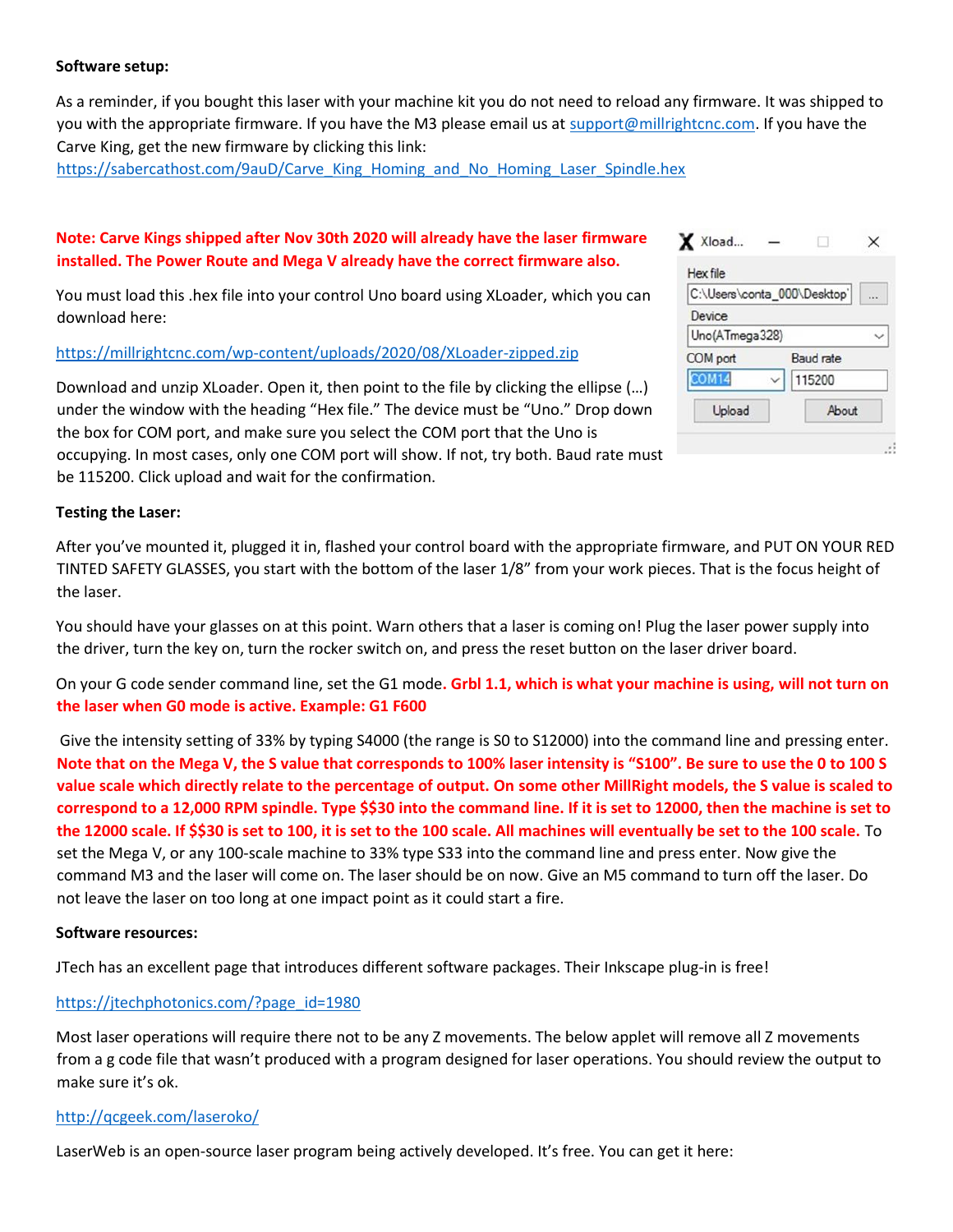**Software setup:**

As a reminder, if you bought this laser with your machine kit you do not need to reload any firmware. It was shipped to you with the appropriate firmware. If you have the M3 please email us at support@millrightcnc.com. If you have the Carve King, get the new firmware by clicking this link:
https://sabercathost.com/9auD/Carve_King_Homing_and_No_Homing_Laser_Spindle.hex

**Note: Carve Kings shipped after Nov 30th 2020 will already have the laser firmware installed. The Power Route and Mega V already have the correct firmware also.**

You must load this .hex file into your control Uno board using XLoader, which you can download here:

https://millrightcnc.com/wp-content/uploads/2020/08/XLoader-zipped.zip

Download and unzip XLoader. Open it, then point to the file by clicking the ellipse (…) under the window with the heading "Hex file." The device must be "Uno." Drop down the box for COM port, and make sure you select the COM port that the Uno is occupying. In most cases, only one COM port will show. If not, try both. Baud rate must be 115200. Click upload and wait for the confirmation.

**Testing the Laser:**

After you've mounted it, plugged it in, flashed your control board with the appropriate firmware, and PUT ON YOUR RED TINTED SAFETY GLASSES, you start with the bottom of the laser 1/8" from your work pieces. That is the focus height of the laser.

You should have your glasses on at this point. Warn others that a laser is coming on! Plug the laser power supply into the driver, turn the key on, turn the rocker switch on, and press the reset button on the laser driver board.

On your G code sender command line, set the G1 mode. **Grbl 1.1, which is what your machine is using, will not turn on the laser when G0 mode is active. Example: G1 F600**

Give the intensity setting of 33% by typing S4000 (the range is S0 to S12000) into the command line and pressing enter. **Note that on the Mega V, the S value that corresponds to 100% laser intensity is "S100". Be sure to use the 0 to 100 S value scale which directly relate to the percentage of output. On some other MillRight models, the S value is scaled to correspond to a 12,000 RPM spindle. Type $$30 into the command line. If it is set to 12000, then the machine is set to the 12000 scale. If $$30 is set to 100, it is set to the 100 scale. All machines will eventually be set to the 100 scale.** To set the Mega V, or any 100-scale machine to 33% type S33 into the command line and press enter. Now give the command M3 and the laser will come on. The laser should be on now. Give an M5 command to turn off the laser. Do not leave the laser on too long at one impact point as it could start a fire.

**Software resources:**

JTech has an excellent page that introduces different software packages. Their Inkscape plug-in is free!

https://jtechphotonics.com/?page_id=1980

Most laser operations will require there not to be any Z movements. The below applet will remove all Z movements from a g code file that wasn't produced with a program designed for laser operations. You should review the output to make sure it's ok.

http://qcgeek.com/laseroko/

LaserWeb is an open-source laser program being actively developed. It's free. You can get it here: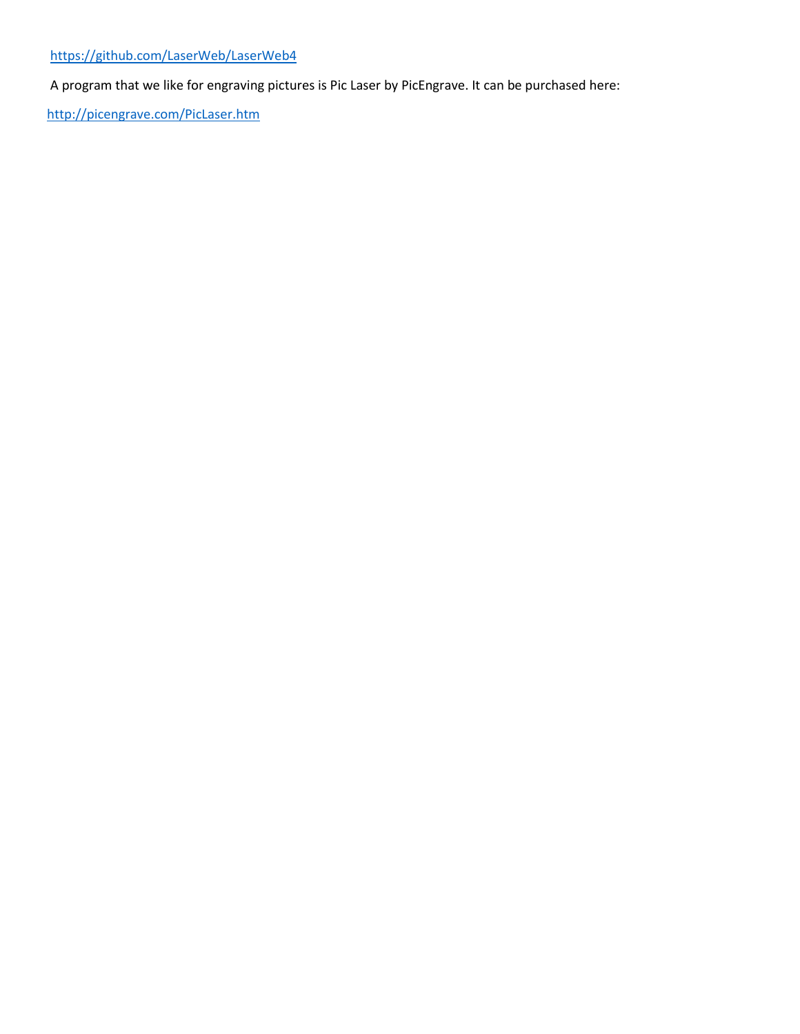https://github.com/LaserWeb/LaserWeb4

A program that we like for engraving pictures is Pic Laser by PicEngrave. It can be purchased here:

http://picengrave.com/PicLaser.htm